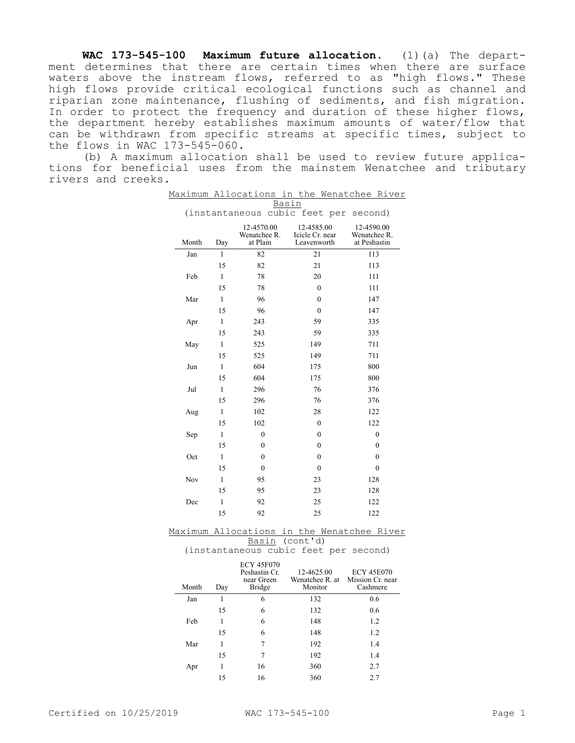**WAC 173-545-100 Maximum future allocation.** (1)(a) The department determines that there are certain times when there are surface waters above the instream flows, referred to as "high flows." These high flows provide critical ecological functions such as channel and riparian zone maintenance, flushing of sediments, and fish migration. In order to protect the frequency and duration of these higher flows, the department hereby establishes maximum amounts of water/flow that can be withdrawn from specific streams at specific times, subject to the flows in WAC 173-545-060.

(b) A maximum allocation shall be used to review future applications for beneficial uses from the mainstem Wenatchee and tributary rivers and creeks.

Maximum Allocations in the Wenatchee River Basin
(instantaneous cubic feet per second)

| Month | Day | 12-4570.00 Wenatchee R. at Plain | 12-4585.00 Icicle Cr. near Leavenworth | 12-4590.00 Wenatchee R. at Peshastin |
|---|---|---|---|---|
| Jan | 1 | 82 | 21 | 113 |
| | 15 | 82 | 21 | 113 |
| Feb | 1 | 78 | 20 | 111 |
| | 15 | 78 | 0 | 111 |
| Mar | 1 | 96 | 0 | 147 |
| | 15 | 96 | 0 | 147 |
| Apr | 1 | 243 | 59 | 335 |
| | 15 | 243 | 59 | 335 |
| May | 1 | 525 | 149 | 711 |
| | 15 | 525 | 149 | 711 |
| Jun | 1 | 604 | 175 | 800 |
| | 15 | 604 | 175 | 800 |
| Jul | 1 | 296 | 76 | 376 |
| | 15 | 296 | 76 | 376 |
| Aug | 1 | 102 | 28 | 122 |
| | 15 | 102 | 0 | 122 |
| Sep | 1 | 0 | 0 | 0 |
| | 15 | 0 | 0 | 0 |
| Oct | 1 | 0 | 0 | 0 |
| | 15 | 0 | 0 | 0 |
| Nov | 1 | 95 | 23 | 128 |
| | 15 | 95 | 23 | 128 |
| Dec | 1 | 92 | 25 | 122 |
| | 15 | 92 | 25 | 122 |

Maximum Allocations in the Wenatchee River Basin (cont'd)
(instantaneous cubic feet per second)

| Month | Day | ECY 45F070 Peshastin Cr. near Green Bridge | 12-4625.00 Wenatchee R. at Monitor | ECY 45E070 Mission Cr. near Cashmere |
|---|---|---|---|---|
| Jan | 1 | 6 | 132 | 0.6 |
| | 15 | 6 | 132 | 0.6 |
| Feb | 1 | 6 | 148 | 1.2 |
| | 15 | 6 | 148 | 1.2 |
| Mar | 1 | 7 | 192 | 1.4 |
| | 15 | 7 | 192 | 1.4 |
| Apr | 1 | 16 | 360 | 2.7 |
| | 15 | 16 | 360 | 2.7 |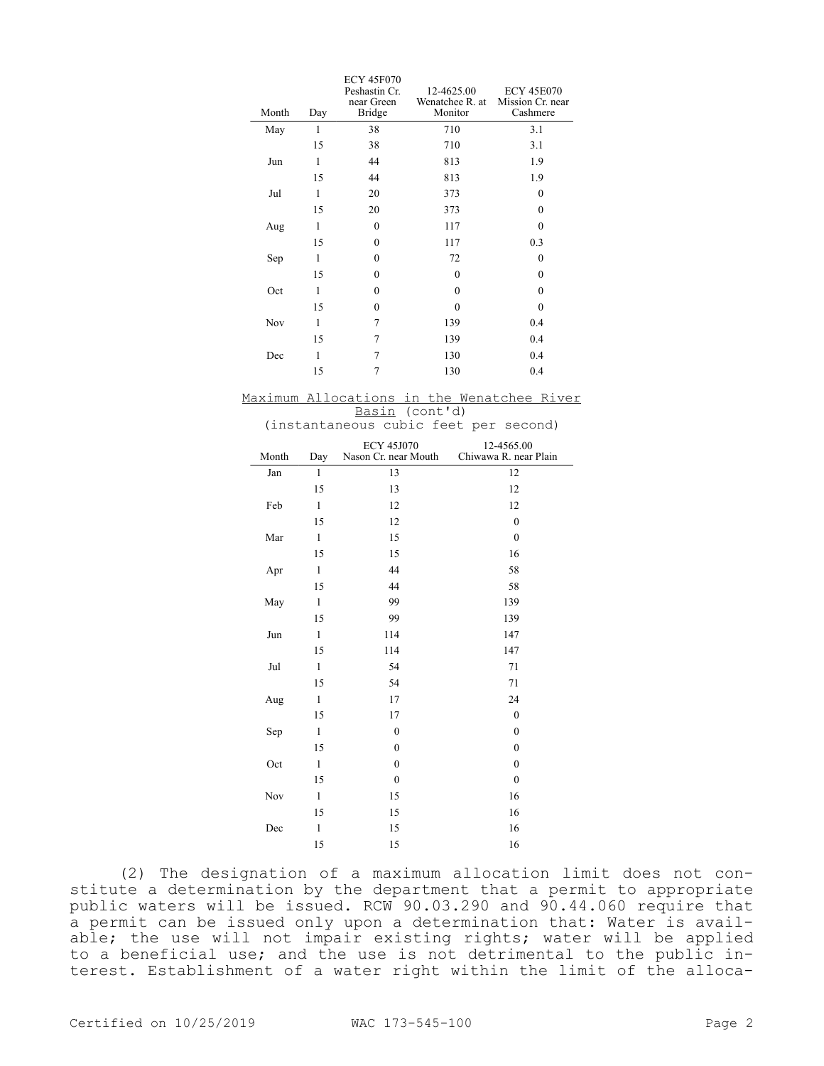| Month | Day | ECY 45F070 Peshastin Cr. near Green Bridge | 12-4625.00 Wenatchee R. at Monitor | ECY 45E070 Mission Cr. near Cashmere |
|---|---|---|---|---|
| May | 1 | 38 | 710 | 3.1 |
| | 15 | 38 | 710 | 3.1 |
| Jun | 1 | 44 | 813 | 1.9 |
| | 15 | 44 | 813 | 1.9 |
| Jul | 1 | 20 | 373 | 0 |
| | 15 | 20 | 373 | 0 |
| Aug | 1 | 0 | 117 | 0 |
| | 15 | 0 | 117 | 0.3 |
| Sep | 1 | 0 | 72 | 0 |
| | 15 | 0 | 0 | 0 |
| Oct | 1 | 0 | 0 | 0 |
| | 15 | 0 | 0 | 0 |
| Nov | 1 | 7 | 139 | 0.4 |
| | 15 | 7 | 139 | 0.4 |
| Dec | 1 | 7 | 130 | 0.4 |
| | 15 | 7 | 130 | 0.4 |

Maximum Allocations in the Wenatchee River Basin (cont'd)
(instantaneous cubic feet per second)

| Month | Day | ECY 45J070 Nason Cr. near Mouth | 12-4565.00 Chiwawa R. near Plain |
|---|---|---|---|
| Jan | 1 | 13 | 12 |
| | 15 | 13 | 12 |
| Feb | 1 | 12 | 12 |
| | 15 | 12 | 0 |
| Mar | 1 | 15 | 0 |
| | 15 | 15 | 16 |
| Apr | 1 | 44 | 58 |
| | 15 | 44 | 58 |
| May | 1 | 99 | 139 |
| | 15 | 99 | 139 |
| Jun | 1 | 114 | 147 |
| | 15 | 114 | 147 |
| Jul | 1 | 54 | 71 |
| | 15 | 54 | 71 |
| Aug | 1 | 17 | 24 |
| | 15 | 17 | 0 |
| Sep | 1 | 0 | 0 |
| | 15 | 0 | 0 |
| Oct | 1 | 0 | 0 |
| | 15 | 0 | 0 |
| Nov | 1 | 15 | 16 |
| | 15 | 15 | 16 |
| Dec | 1 | 15 | 16 |
| | 15 | 15 | 16 |

(2) The designation of a maximum allocation limit does not constitute a determination by the department that a permit to appropriate public waters will be issued. RCW 90.03.290 and 90.44.060 require that a permit can be issued only upon a determination that: Water is available; the use will not impair existing rights; water will be applied to a beneficial use; and the use is not detrimental to the public interest. Establishment of a water right within the limit of the alloca-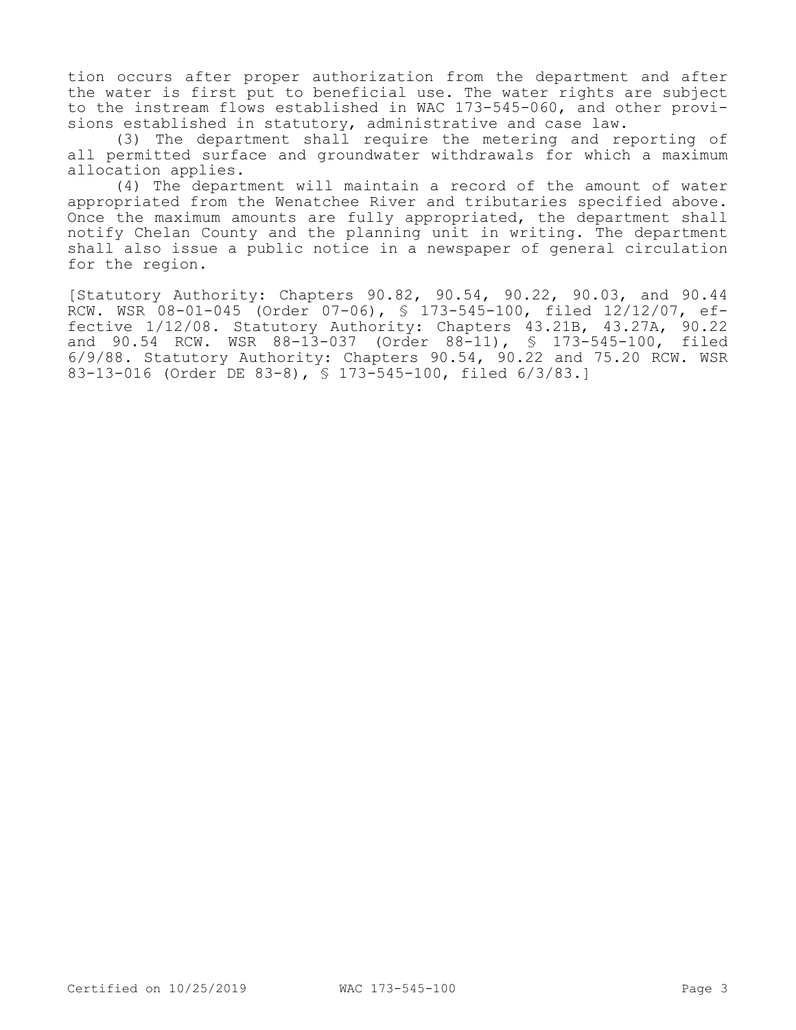tion occurs after proper authorization from the department and after the water is first put to beneficial use. The water rights are subject to the instream flows established in WAC 173-545-060, and other provisions established in statutory, administrative and case law.

(3) The department shall require the metering and reporting of all permitted surface and groundwater withdrawals for which a maximum allocation applies.

(4) The department will maintain a record of the amount of water appropriated from the Wenatchee River and tributaries specified above. Once the maximum amounts are fully appropriated, the department shall notify Chelan County and the planning unit in writing. The department shall also issue a public notice in a newspaper of general circulation for the region.

[Statutory Authority: Chapters 90.82, 90.54, 90.22, 90.03, and 90.44 RCW. WSR 08-01-045 (Order 07-06), § 173-545-100, filed 12/12/07, effective 1/12/08. Statutory Authority: Chapters 43.21B, 43.27A, 90.22 and 90.54 RCW. WSR 88-13-037 (Order 88-11), § 173-545-100, filed 6/9/88. Statutory Authority: Chapters 90.54, 90.22 and 75.20 RCW. WSR 83-13-016 (Order DE 83-8), § 173-545-100, filed 6/3/83.]